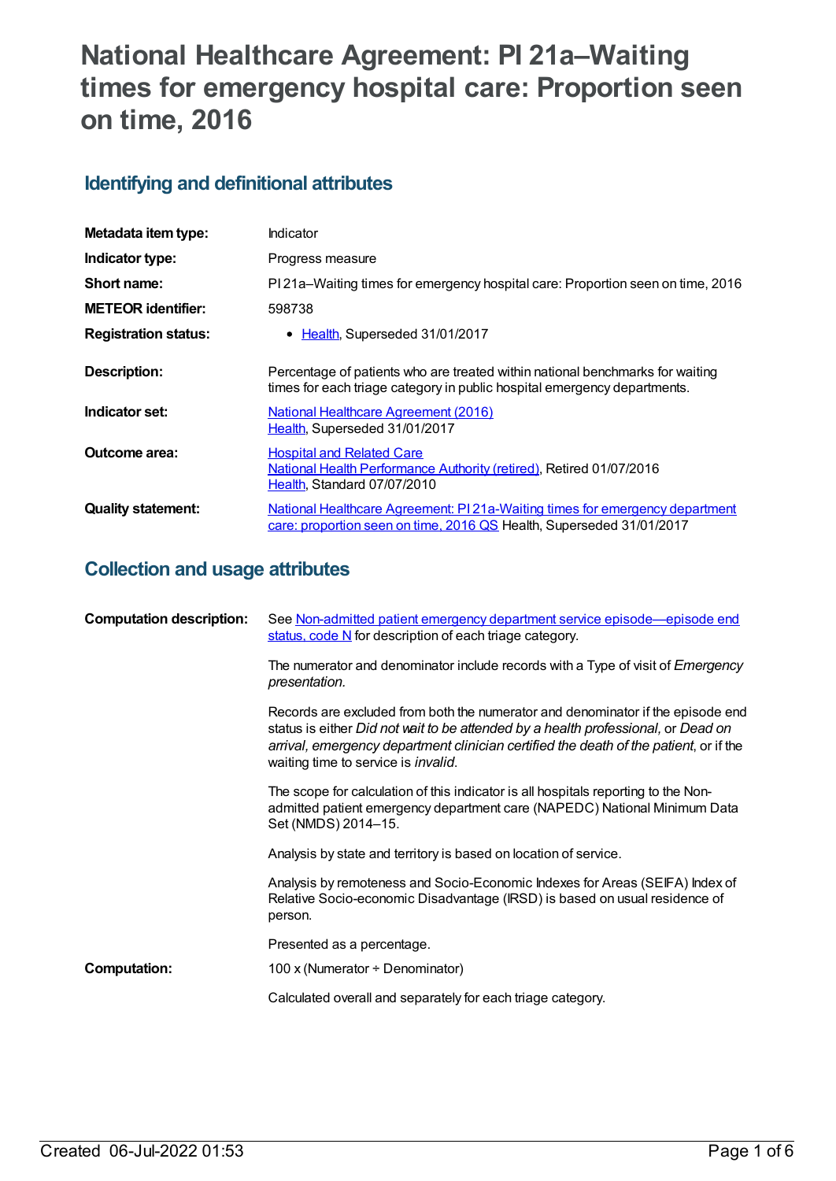# National Healthcare Agreement: PI 21a–Waiting times for emergency hospital care: Proportion seen on time, 2016

## Identifying and definitional attributes

| | |
|---|---|
| **Metadata item type:** | Indicator |
| **Indicator type:** | Progress measure |
| **Short name:** | PI 21a–Waiting times for emergency hospital care: Proportion seen on time, 2016 |
| **METEOR identifier:** | 598738 |
| **Registration status:** | • Health, Superseded 31/01/2017 |
| **Description:** | Percentage of patients who are treated within national benchmarks for waiting times for each triage category in public hospital emergency departments. |
| **Indicator set:** | National Healthcare Agreement (2016) Health, Superseded 31/01/2017 |
| **Outcome area:** | Hospital and Related Care National Health Performance Authority (retired), Retired 01/07/2016 Health, Standard 07/07/2010 |
| **Quality statement:** | National Healthcare Agreement: PI 21a-Waiting times for emergency department care: proportion seen on time, 2016 QS Health, Superseded 31/01/2017 |

## Collection and usage attributes

**Computation description:** See Non-admitted patient emergency department service episode—episode end status, code N for description of each triage category.

The numerator and denominator include records with a Type of visit of *Emergency presentation.*

Records are excluded from both the numerator and denominator if the episode end status is either *Did not wait to be attended by a health professional,* or *Dead on arrival, emergency department clinician certified the death of the patient*, or if the waiting time to service is *invalid*.

The scope for calculation of this indicator is all hospitals reporting to the Non-admitted patient emergency department care (NAPEDC) National Minimum Data Set (NMDS) 2014–15.

Analysis by state and territory is based on location of service.

Analysis by remoteness and Socio-Economic Indexes for Areas (SEIFA) Index of Relative Socio-economic Disadvantage (IRSD) is based on usual residence of person.

Presented as a percentage.

**Computation:** 100 x (Numerator ÷ Denominator)

Calculated overall and separately for each triage category.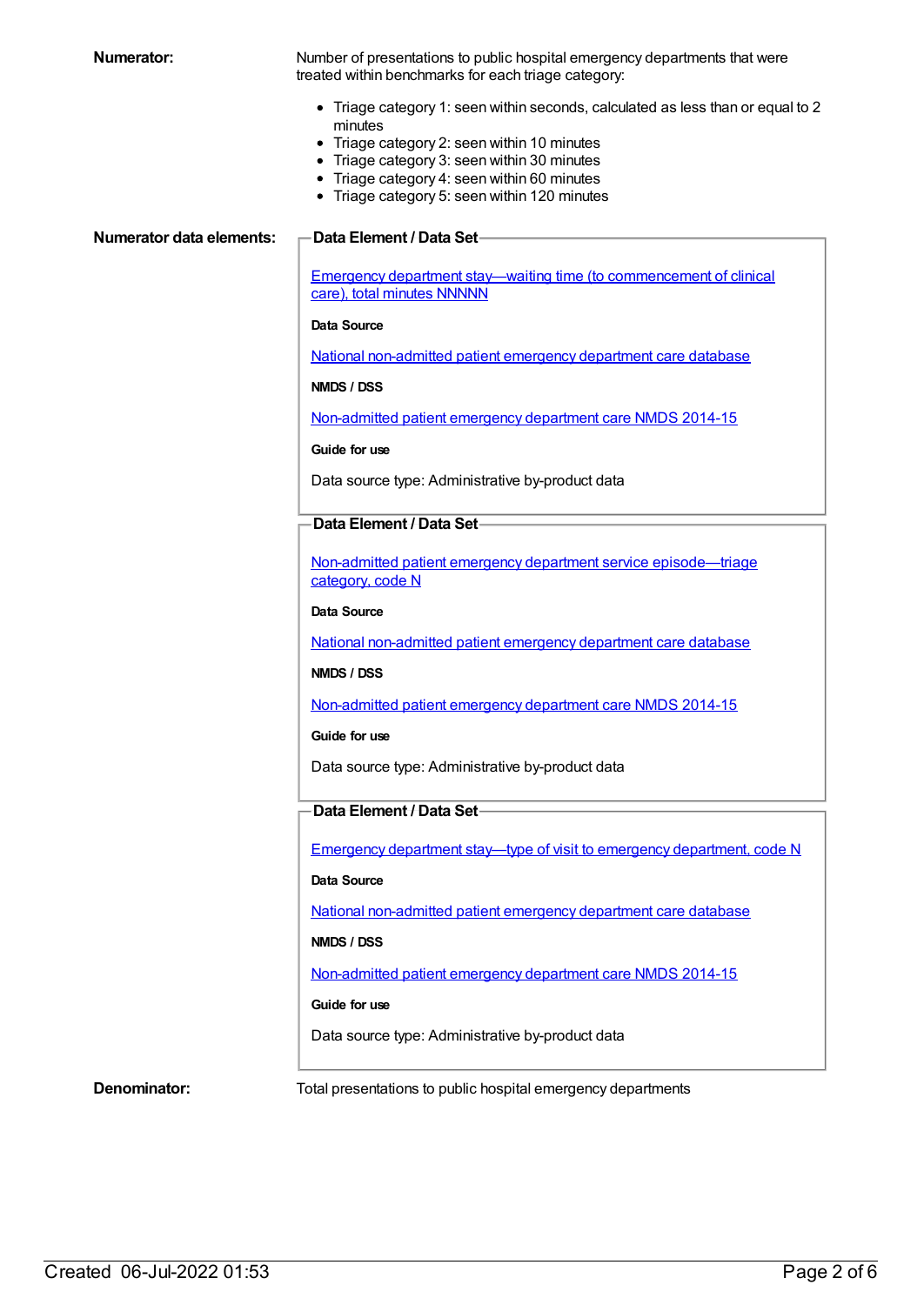**Numerator:**

Number of presentations to public hospital emergency departments that were treated within benchmarks for each triage category:

- Triage category 1: seen within seconds, calculated as less than or equal to 2 minutes
- Triage category 2: seen within 10 minutes
- Triage category 3: seen within 30 minutes
- Triage category 4: seen within 60 minutes
- Triage category 5: seen within 120 minutes

**Numerator data elements:**

**Data Element / Data Set**

Emergency department stay—waiting time (to commencement of clinical care), total minutes NNNNN

**Data Source**

National non-admitted patient emergency department care database

**NMDS / DSS**

Non-admitted patient emergency department care NMDS 2014-15

**Guide for use**

Data source type: Administrative by-product data

**Data Element / Data Set**

Non-admitted patient emergency department service episode—triage category, code N

**Data Source**

National non-admitted patient emergency department care database

**NMDS / DSS**

Non-admitted patient emergency department care NMDS 2014-15

**Guide for use**

Data source type: Administrative by-product data

**Data Element / Data Set**

Emergency department stay—type of visit to emergency department, code N

**Data Source**

National non-admitted patient emergency department care database

**NMDS / DSS**

Non-admitted patient emergency department care NMDS 2014-15

**Guide for use**

Data source type: Administrative by-product data

**Denominator:**

Total presentations to public hospital emergency departments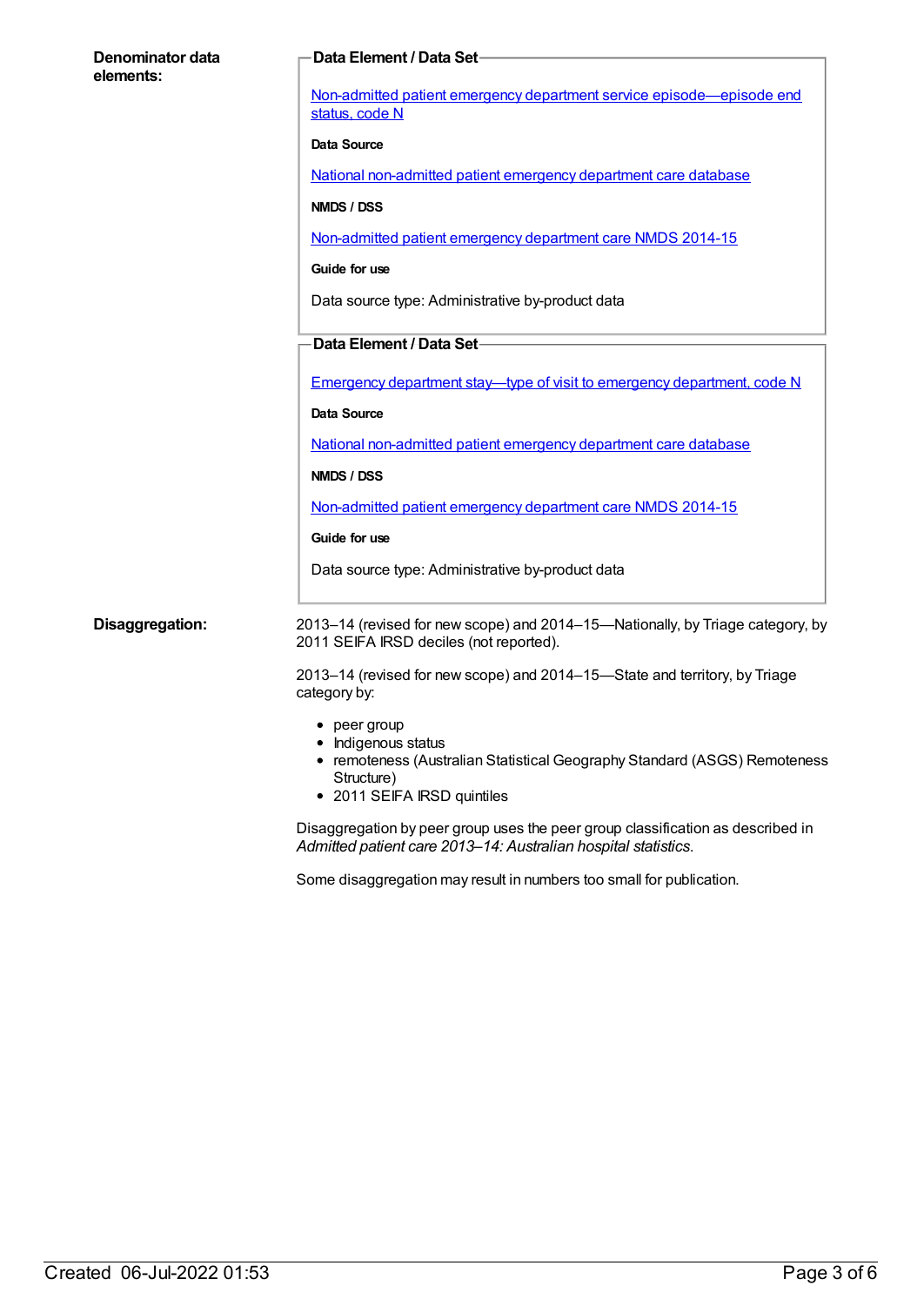**Denominator data elements:**

**Data Element / Data Set**

Non-admitted patient emergency department service episode—episode end status, code N

**Data Source**

National non-admitted patient emergency department care database

**NMDS / DSS**

Non-admitted patient emergency department care NMDS 2014-15

**Guide for use**

Data source type: Administrative by-product data

**Data Element / Data Set**

Emergency department stay—type of visit to emergency department, code N

**Data Source**

National non-admitted patient emergency department care database

**NMDS / DSS**

Non-admitted patient emergency department care NMDS 2014-15

**Guide for use**

Data source type: Administrative by-product data

**Disaggregation:**

2013–14 (revised for new scope) and 2014–15—Nationally, by Triage category, by 2011 SEIFA IRSD deciles (not reported).

2013–14 (revised for new scope) and 2014–15—State and territory, by Triage category by:

- peer group
- Indigenous status
- remoteness (Australian Statistical Geography Standard (ASGS) Remoteness Structure)
- 2011 SEIFA IRSD quintiles

Disaggregation by peer group uses the peer group classification as described in *Admitted patient care 2013–14: Australian hospital statistics*.

Some disaggregation may result in numbers too small for publication.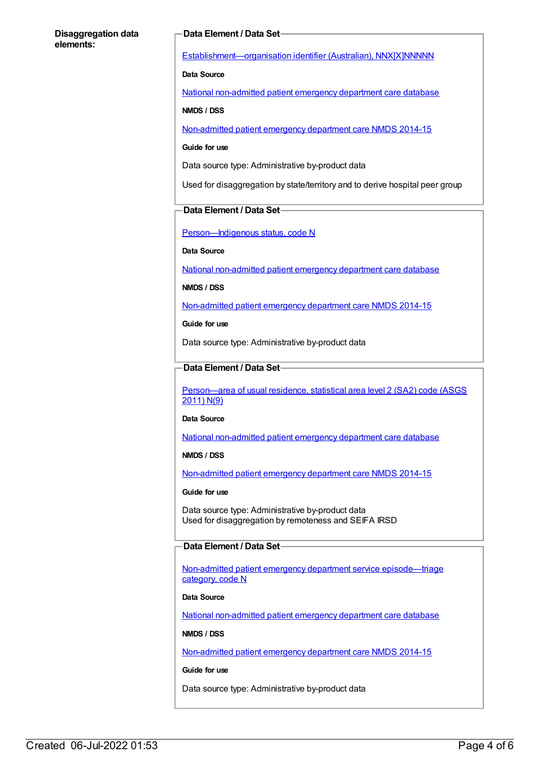**Disaggregation data elements:**

**Data Element / Data Set**

Establishment—organisation identifier (Australian), NNX[X]NNNNN

**Data Source**

National non-admitted patient emergency department care database

**NMDS / DSS**

Non-admitted patient emergency department care NMDS 2014-15

**Guide for use**

Data source type: Administrative by-product data

Used for disaggregation by state/territory and to derive hospital peer group

**Data Element / Data Set**

Person—Indigenous status, code N

**Data Source**

National non-admitted patient emergency department care database

**NMDS / DSS**

Non-admitted patient emergency department care NMDS 2014-15

**Guide for use**

Data source type: Administrative by-product data

**Data Element / Data Set**

Person—area of usual residence, statistical area level 2 (SA2) code (ASGS 2011) N(9)

**Data Source**

National non-admitted patient emergency department care database

**NMDS / DSS**

Non-admitted patient emergency department care NMDS 2014-15

**Guide for use**

Data source type: Administrative by-product data
Used for disaggregation by remoteness and SEIFA IRSD

**Data Element / Data Set**

Non-admitted patient emergency department service episode—triage category, code N

**Data Source**

National non-admitted patient emergency department care database

**NMDS / DSS**

Non-admitted patient emergency department care NMDS 2014-15

**Guide for use**

Data source type: Administrative by-product data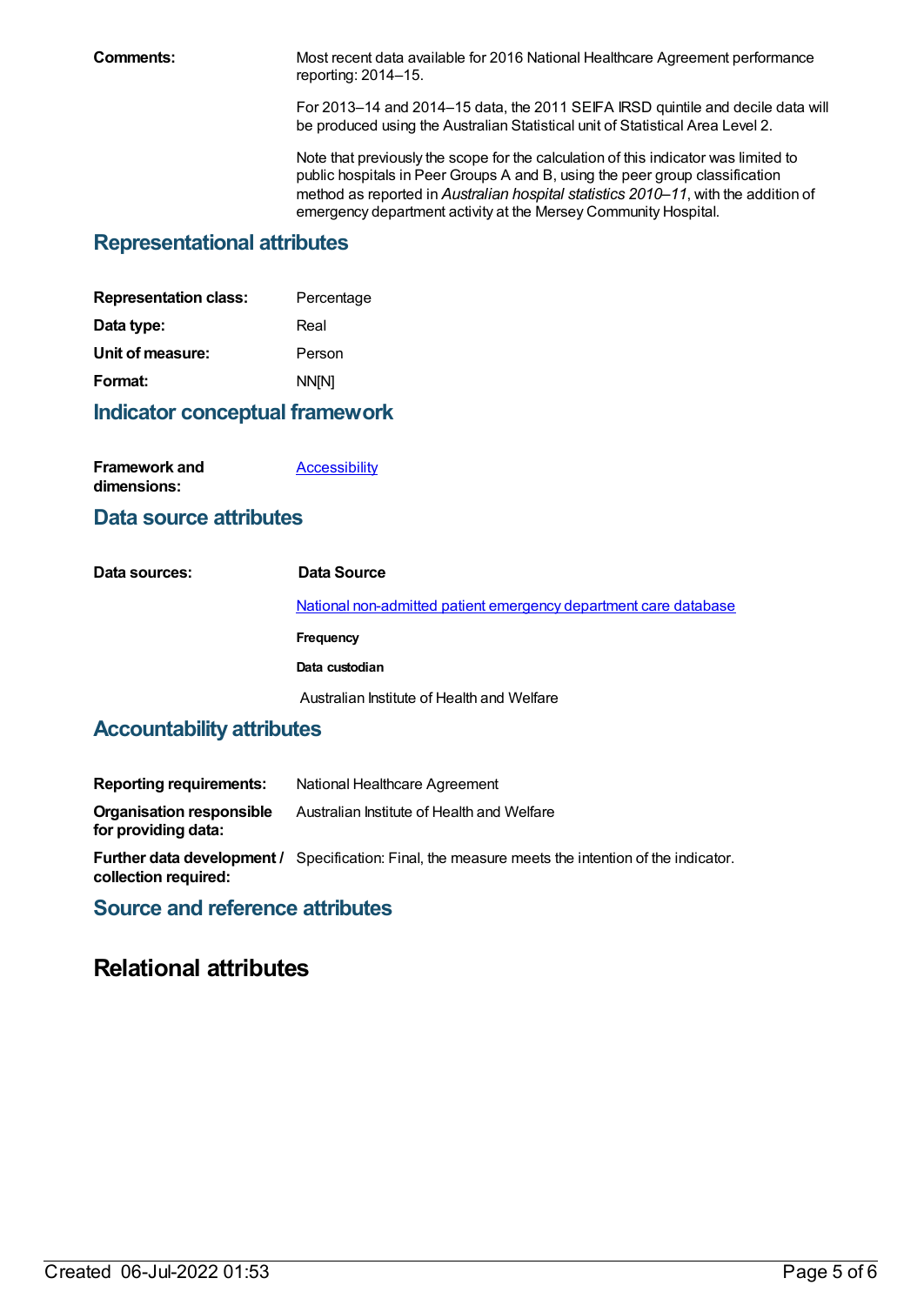**Comments:** Most recent data available for 2016 National Healthcare Agreement performance reporting: 2014–15.

For 2013–14 and 2014–15 data, the 2011 SEIFA IRSD quintile and decile data will be produced using the Australian Statistical unit of Statistical Area Level 2.

Note that previously the scope for the calculation of this indicator was limited to public hospitals in Peer Groups A and B, using the peer group classification method as reported in *Australian hospital statistics 2010–11*, with the addition of emergency department activity at the Mersey Community Hospital.

## Representational attributes

| | |
|---|---|
| **Representation class:** | Percentage |
| **Data type:** | Real |
| **Unit of measure:** | Person |
| **Format:** | NN[N] |

## Indicator conceptual framework

**Framework and dimensions:** Accessibility

## Data source attributes

**Data sources:**

**Data Source**

National non-admitted patient emergency department care database

**Frequency**

**Data custodian**

Australian Institute of Health and Welfare

## Accountability attributes

| | |
|---|---|
| **Reporting requirements:** | National Healthcare Agreement |
| **Organisation responsible for providing data:** | Australian Institute of Health and Welfare |
| **Further data development / collection required:** | Specification: Final, the measure meets the intention of the indicator. |

## Source and reference attributes

# Relational attributes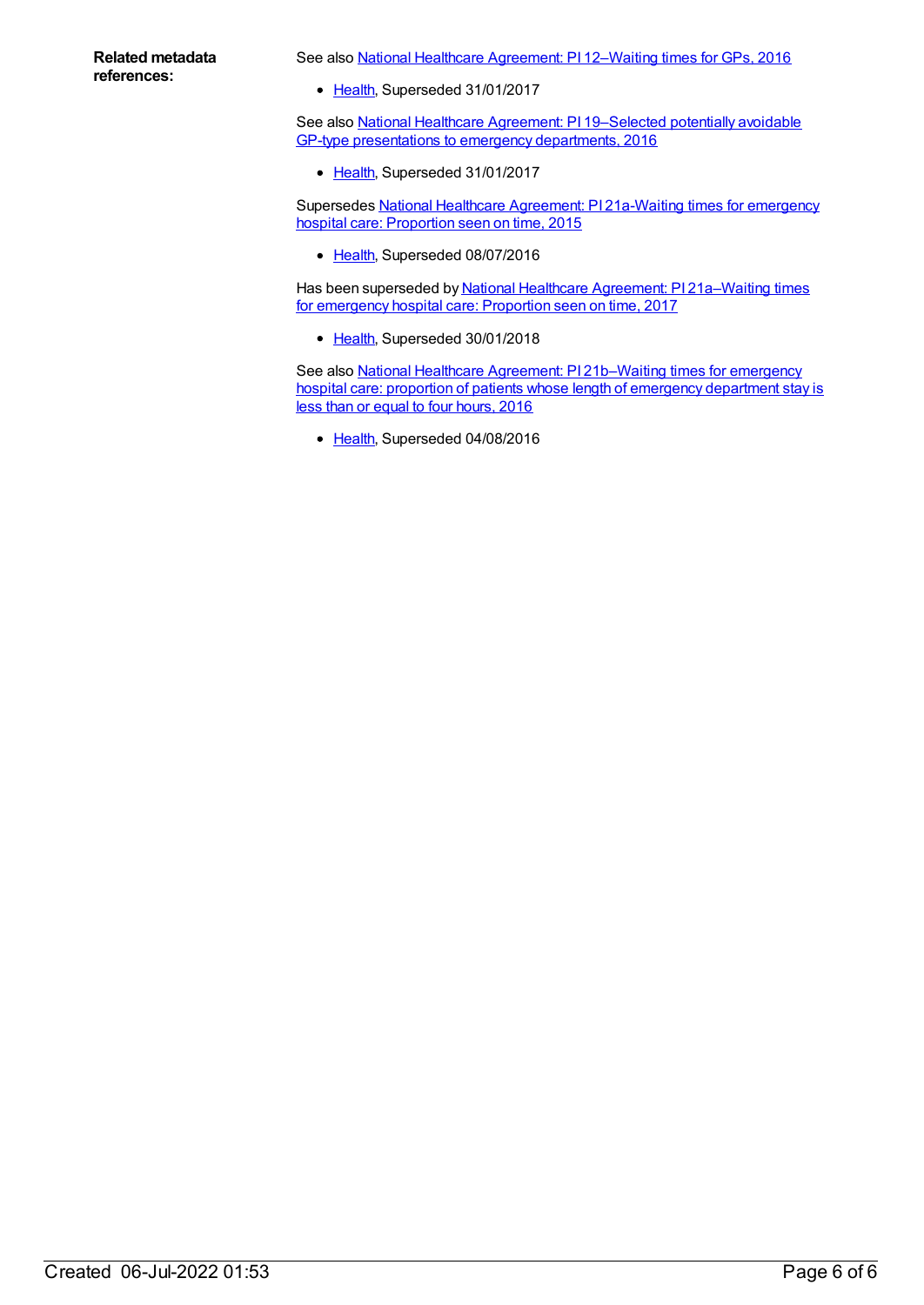**Related metadata references:**

See also National Healthcare Agreement: PI 12–Waiting times for GPs, 2016

- Health, Superseded 31/01/2017

See also National Healthcare Agreement: PI 19–Selected potentially avoidable GP-type presentations to emergency departments, 2016

- Health, Superseded 31/01/2017

Supersedes National Healthcare Agreement: PI 21a-Waiting times for emergency hospital care: Proportion seen on time, 2015

- Health, Superseded 08/07/2016

Has been superseded by National Healthcare Agreement: PI 21a–Waiting times for emergency hospital care: Proportion seen on time, 2017

- Health, Superseded 30/01/2018

See also National Healthcare Agreement: PI 21b–Waiting times for emergency hospital care: proportion of patients whose length of emergency department stay is less than or equal to four hours, 2016

- Health, Superseded 04/08/2016